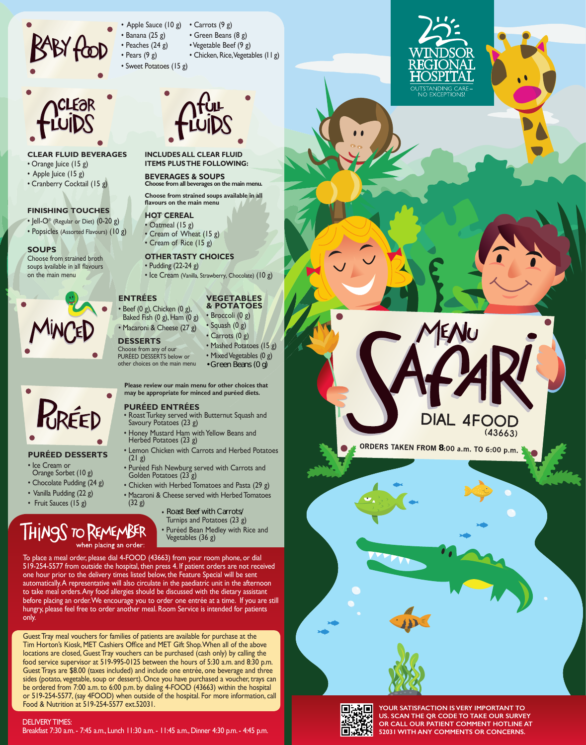# Windsor Regional Hospital

OUTSTANDING CARE – NO EXCEPTIONS!

# Menu Safari

DIAL 4FOOD (43663)

ORDERS TAKEN FROM 8:00 a.m. TO 6:00 p.m.

## Baby Food

- Apple Sauce (10 g)
- Banana (25 g)
- Peaches (24 g)
- Pears (9 g)
- Sweet Potatoes (15 g)
- Carrots (9 g)
- Green Beans (8 g)
- Vegetable Beef (9 g)
- Chicken, Rice, Vegetables (11 g)

## Clear Fluids

### CLEAR FLUID BEVERAGES

- Orange Juice (15 g)
- Apple Juice (15 g)
- Cranberry Cocktail (15 g)

### FINISHING TOUCHES

- Jell-O® (Regular or Diet) (0-20 g)
- Popsicles (Assorted Flavours) (10 g)

### SOUPS

Choose from strained broth soups available in all flavours on the main menu

## Full Fluids

**INCLUDES ALL CLEAR FLUID ITEMS PLUS THE FOLLOWING:**

### BEVERAGES & SOUPS

**Choose from all beverages on the main menu.**

**Choose from strained soups available in all flavours on the main menu**

### HOT CEREAL

- Oatmeal (15 g)
- Cream of Wheat (15 g)
- Cream of Rice (15 g)

### OTHER TASTY CHOICES

- Pudding (22-24 g)
- Ice Cream (Vanilla, Strawberry, Chocolate) (10 g)

## Minced

### ENTRÉES

- Beef (0 g), Chicken (0 g), Baked Fish (0 g), Ham (0 g)
- Macaroni & Cheese (27 g)

### DESSERTS

Choose from any of our PURÉED DESSERTS below or other choices on the main menu

### VEGETABLES & POTATOES

- Broccoli (0 g)
- Squash (0 g)
- Carrots (0 g)
- Mashed Potatoes (15 g)
- Mixed Vegetables (0 g)
- Green Beans (0 g)

**Please review our main menu for other choices that may be appropriate for minced and puréed diets.**

## Puréed

### PURÉED DESSERTS

- Ice Cream or Orange Sorbet (10 g)
- Chocolate Pudding (24 g)
- Vanilla Pudding (22 g)
- Fruit Sauces (15 g)

### PURÉED ENTRÉES

- Roast Turkey served with Butternut Squash and Savoury Potatoes (23 g)
- Honey Mustard Ham with Yellow Beans and Herbed Potatoes (23 g)
- Lemon Chicken with Carrots and Herbed Potatoes (21 g)
- Puréed Fish Newburg served with Carrots and Golden Potatoes (23 g)
- Chicken with Herbed Tomatoes and Pasta (29 g)
- Macaroni & Cheese served with Herbed Tomatoes (32 g)
- Roast Beef with Carrots/ Turnips and Potatoes (23 g)
- Puréed Bean Medley with Rice and Vegetables (36 g)

## Things to Remember when placing an order:

To place a meal order, please dial 4-FOOD (43663) from your room phone, or dial 519-254-5577 from outside the hospital, then press 4. If patient orders are not received one hour prior to the delivery times listed below, the Feature Special will be sent automatically. A representative will also circulate in the paediatric unit in the afternoon to take meal orders. Any food allergies should be discussed with the dietary assistant before placing an order. We encourage you to order one entrée at a time. If you are still hungry, please feel free to order another meal. Room Service is intended for patients only.

Guest Tray meal vouchers for families of patients are available for purchase at the Tim Horton's Kiosk, MET Cashiers Office and MET Gift Shop. When all of the above locations are closed, Guest Tray vouchers can be purchased (cash only) by calling the food service supervisor at 519-995-0125 between the hours of 5:30 a.m. and 8:30 p.m. Guest Trays are $8.00 (taxes included) and include one entrée, one beverage and three sides (potato, vegetable, soup or dessert). Once you have purchased a voucher, trays can be ordered from 7:00 a.m. to 6:00 p.m. by dialing 4-FOOD (43663) within the hospital or 519-254-5577, (say 4FOOD) when outside of the hospital. For more information, call Food & Nutrition at 519-254-5577 ext.52031.

DELIVERY TIMES:
Breakfast 7:30 a.m. - 7:45 a.m., Lunch 11:30 a.m. - 11:45 a.m., Dinner 4:30 p.m. - 4:45 p.m.

**YOUR SATISFACTION IS VERY IMPORTANT TO US. SCAN THE QR CODE TO TAKE OUR SURVEY OR CALL OUR PATIENT COMMENT HOTLINE AT 52031 WITH ANY COMMENTS OR CONCERNS.**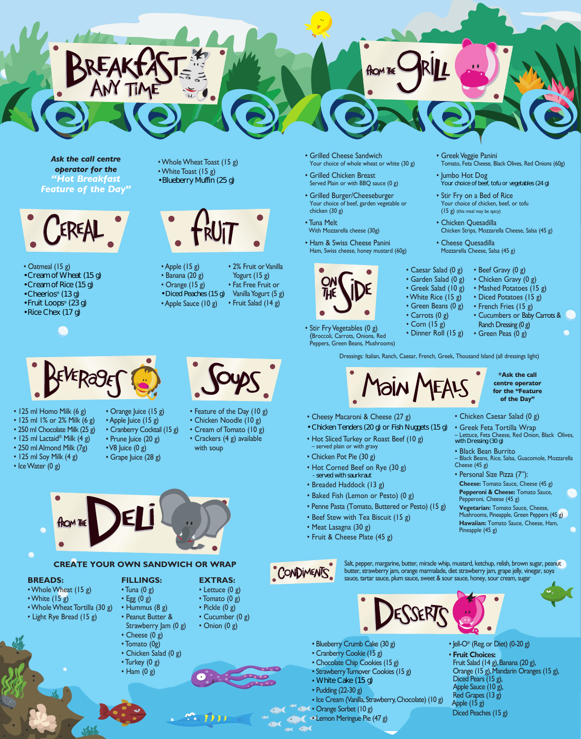# Breakfast Any Time

***Ask the call centre operator for the "Hot Breakfast Feature of the Day"***

- Whole Wheat Toast (15 g)
- White Toast (15 g)
- Blueberry Muffin (25 g)

## Cereal

- Oatmeal (15 g)
- Cream of Wheat (15 g)
- Cream of Rice (15 g)
- Cheerios® (13 g)
- Fruit Loops® (23 g)
- Rice Chex (17 g)

## Fruit

- Apple (15 g)
- Banana (20 g)
- Orange (15 g)
- Diced Peaches (15 g)
- Apple Sauce (10 g)
- 2% Fruit or Vanilla Yogurt (15 g)
- Fat Free Fruit or Vanilla Yogurt (5 g)
- Fruit Salad (14 g)

## Beverages

- 125 ml Homo Milk (6 g)
- 125 ml 1% or 2% Milk (6 g)
- 250 ml Chocolate Milk (25 g)
- 125 ml Lactaid® Milk (4 g)
- 250 ml Almond Milk (7g)
- 125 ml Soy Milk (4 g)
- Ice Water (0 g)
- Orange Juice (15 g)
- Apple Juice (15 g)
- Cranberry Cocktail (15 g)
- Prune Juice (20 g)
- V8 Juice (0 g)
- Grape Juice (28 g)

## Soups

- Feature of the Day (10 g)
- Chicken Noodle (10 g)
- Cream of Tomato (10 g)
- Crackers (4 g) available with soup

# From the Deli

### CREATE YOUR OWN SANDWICH OR WRAP

**BREADS:**
- Whole Wheat (15 g)
- White (15 g)
- Whole Wheat Tortilla (30 g)
- Light Rye Bread (15 g)

**FILLINGS:**
- Tuna (0 g)
- Egg (0 g)
- Hummus (8 g)
- Peanut Butter & Strawberry Jam (0 g)
- Cheese (0 g)
- Tomato (0g)
- Chicken Salad (0 g)
- Turkey (0 g)
- Ham (0 g)

**EXTRAS:**
- Lettuce (0 g)
- Tomato (0 g)
- Pickle (0 g)
- Cucumber (0 g)
- Onion (0 g)

# From the Grill

- Grilled Cheese Sandwich
  Your choice of whole wheat or white (30 g)
- Grilled Chicken Breast
  Served Plain or with BBQ sauce (0 g)
- Grilled Burger/Cheeseburger
  Your choice of beef, garden vegetable or chicken (30 g)
- Tuna Melt
  With Mozzarella cheese (30g)
- Ham & Swiss Cheese Panini
  Ham, Swiss cheese, honey mustard (60g)
- Greek Veggie Panini
  Tomato, Feta Cheese, Black Olives, Red Onions (60g)
- Jumbo Hot Dog
  Your choice of beef, tofu or vegetables (24 g)
- Stir Fry on a Bed of Rice
  Your choice of chicken, beef, or tofu (15 g) (this meal may be spicy)
- Chicken Quesadilla
  Chicken Strips, Mozzarella Cheese, Salsa (45 g)
- Cheese Quesadilla
  Mozzarella Cheese, Salsa (45 g)

## On the Side

- Stir Fry Vegetables (0 g)
  (Broccoli, Carrots, Onions, Red Peppers, Green Beans, Mushrooms)
- Caesar Salad (0 g)
- Garden Salad (0 g)
- Greek Salad (10 g)
- White Rice (15 g)
- Green Beans (0 g)
- Carrots (0 g)
- Corn (15 g)
- Dinner Roll (15 g)
- Beef Gravy (0 g)
- Chicken Gravy (0 g)
- Mashed Potatoes (15 g)
- Diced Potatoes (15 g)
- French Fries (15 g)
- Cucumbers or Baby Carrots & Ranch Dressing (0 g)
- Green Peas (0 g)

Dressings: Italian, Ranch, Caesar, French, Greek, Thousand Island (all dressings light)

## Main Meals

***Ask the call centre operator for the "Feature of the Day"***

- Cheesy Macaroni & Cheese (27 g)
- Chicken Tenders (20 g) or Fish Nuggets (15 g)
- Hot Sliced Turkey or Roast Beef (10 g)
  – served plain or with gravy
- Chicken Pot Pie (30 g)
- Hot Corned Beef on Rye (30 g)
  - served with saurkraut
- Breaded Haddock (13 g)
- Baked Fish (Lemon or Pesto) (0 g)
- Penne Pasta (Tomato, Buttered or Pesto) (15 g)
- Beef Stew with Tea Biscuit (15 g)
- Meat Lasagna (30 g)
- Fruit & Cheese Plate (45 g)
- Chicken Caesar Salad (0 g)
- Greek Feta Tortilla Wrap
  – Lettuce, Feta Cheese, Red Onion, Black Olives, with Dressing (30 g)
- Black Bean Burrito
  – Black Beans, Rice, Salsa, Guacomole, Mozzarella Cheese (45 g)
- Personal Size Pizza (7"):
  **Cheese:** Tomato Sauce, Cheese (45 g)
  **Pepperoni & Cheese:** Tomato Sauce, Pepperoni, Cheese (45 g)
  **Vegetarian:** Tomato Sauce, Cheese, Mushrooms, Pineapple, Green Peppers (45 g)
  **Hawaiian:** Tomato Sauce, Cheese, Ham, Pineapple (45 g)

## Condiments

Salt, pepper, margarine, butter, miracle whip, mustard, ketchup, relish, brown sugar, peanut butter, strawberry jam, orange marmalade, diet strawberry jam, grape jelly, vinegar, soya sauce, tartar sauce, plum sauce, sweet & sour sauce, honey, sour cream, sugar

## Desserts

- Blueberry Crumb Cake (30 g)
- Cranberry Cookie (15 g)
- Chocolate Chip Cookies (15 g)
- Strawberry Turnover Cookies (15 g)
- White Cake (15 g)
- Pudding (22-30 g)
- Ice Cream (Vanilla, Strawberry, Chocolate) (10 g)
- Orange Sorbet (10 g)
- Lemon Meringue Pie (47 g)
- Jell-O® (Reg. or Diet) (0-20 g)
- **Fruit Choices:**
  Fruit Salad (14 g), Banana (20 g), Orange (15 g), Mandarin Oranges (15 g), Diced Pears (15 g), Apple Sauce (10 g), Red Grapes (13 g) Apple (15 g) Diced Peaches (15 g)